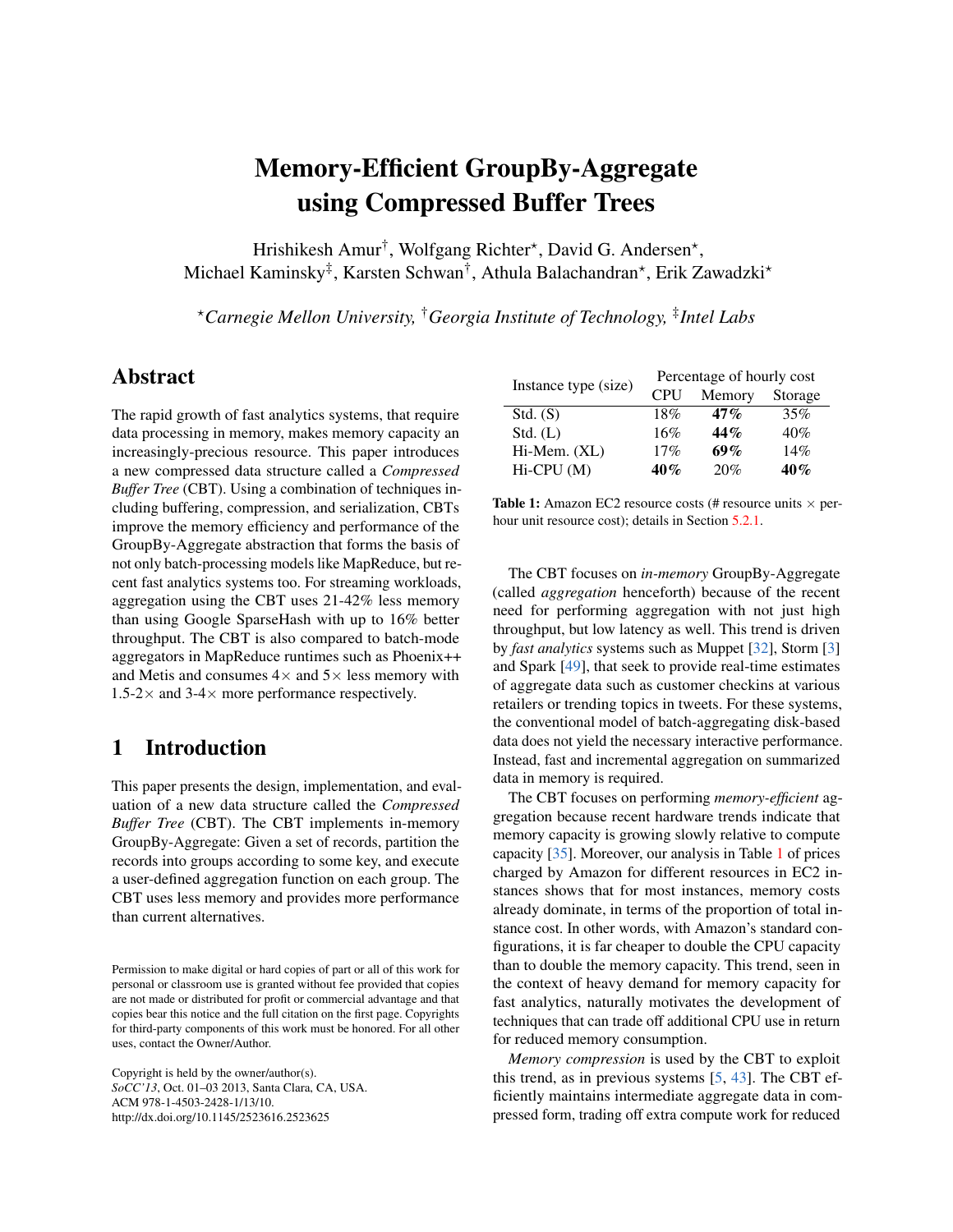# Memory-Efficient GroupBy-Aggregate using Compressed Buffer Trees

Hrishikesh Amur[†], Wolfgang Richter[⋆], David G. Andersen[⋆], Michael Kaminsky[‡], Karsten Schwan[†], Athula Balachandran[⋆], Erik Zawadzki[⋆]

[⋆]*Carnegie Mellon University,* [†]*Georgia Institute of Technology,* [‡]*Intel Labs*

## Abstract

The rapid growth of fast analytics systems, that require data processing in memory, makes memory capacity an increasingly-precious resource. This paper introduces a new compressed data structure called a *Compressed Buffer Tree* (CBT). Using a combination of techniques including buffering, compression, and serialization, CBTs improve the memory efficiency and performance of the GroupBy-Aggregate abstraction that forms the basis of not only batch-processing models like MapReduce, but recent fast analytics systems too. For streaming workloads, aggregation using the CBT uses 21-42% less memory than using Google SparseHash with up to 16% better throughput. The CBT is also compared to batch-mode aggregators in MapReduce runtimes such as Phoenix++ and Metis and consumes 4× and 5× less memory with 1.5-2× and 3-4× more performance respectively.

## 1 Introduction

This paper presents the design, implementation, and evaluation of a new data structure called the *Compressed Buffer Tree* (CBT). The CBT implements in-memory GroupBy-Aggregate: Given a set of records, partition the records into groups according to some key, and execute a user-defined aggregation function on each group. The CBT uses less memory and provides more performance than current alternatives.

Permission to make digital or hard copies of part or all of this work for personal or classroom use is granted without fee provided that copies are not made or distributed for profit or commercial advantage and that copies bear this notice and the full citation on the first page. Copyrights for third-party components of this work must be honored. For all other uses, contact the Owner/Author.

Copyright is held by the owner/author(s).
*SoCC'13*, Oct. 01–03 2013, Santa Clara, CA, USA.
ACM 978-1-4503-2428-1/13/10.
http://dx.doi.org/10.1145/2523616.2523625

| Instance type (size) | Percentage of hourly cost | | |
|---|---|---|---|
| | CPU | Memory | Storage |
| Std. (S) | 18% | **47%** | 35% |
| Std. (L) | 16% | **44%** | 40% |
| Hi-Mem. (XL) | 17% | **69%** | 14% |
| Hi-CPU (M) | **40%** | 20% | **40%** |

**Table 1:** Amazon EC2 resource costs (# resource units × per-hour unit resource cost); details in Section 5.2.1.

The CBT focuses on *in-memory* GroupBy-Aggregate (called *aggregation* henceforth) because of the recent need for performing aggregation with not just high throughput, but low latency as well. This trend is driven by *fast analytics* systems such as Muppet [32], Storm [3] and Spark [49], that seek to provide real-time estimates of aggregate data such as customer checkins at various retailers or trending topics in tweets. For these systems, the conventional model of batch-aggregating disk-based data does not yield the necessary interactive performance. Instead, fast and incremental aggregation on summarized data in memory is required.

The CBT focuses on performing *memory-efficient* aggregation because recent hardware trends indicate that memory capacity is growing slowly relative to compute capacity [35]. Moreover, our analysis in Table 1 of prices charged by Amazon for different resources in EC2 instances shows that for most instances, memory costs already dominate, in terms of the proportion of total instance cost. In other words, with Amazon's standard configurations, it is far cheaper to double the CPU capacity than to double the memory capacity. This trend, seen in the context of heavy demand for memory capacity for fast analytics, naturally motivates the development of techniques that can trade off additional CPU use in return for reduced memory consumption.

*Memory compression* is used by the CBT to exploit this trend, as in previous systems [5, 43]. The CBT efficiently maintains intermediate aggregate data in compressed form, trading off extra compute work for reduced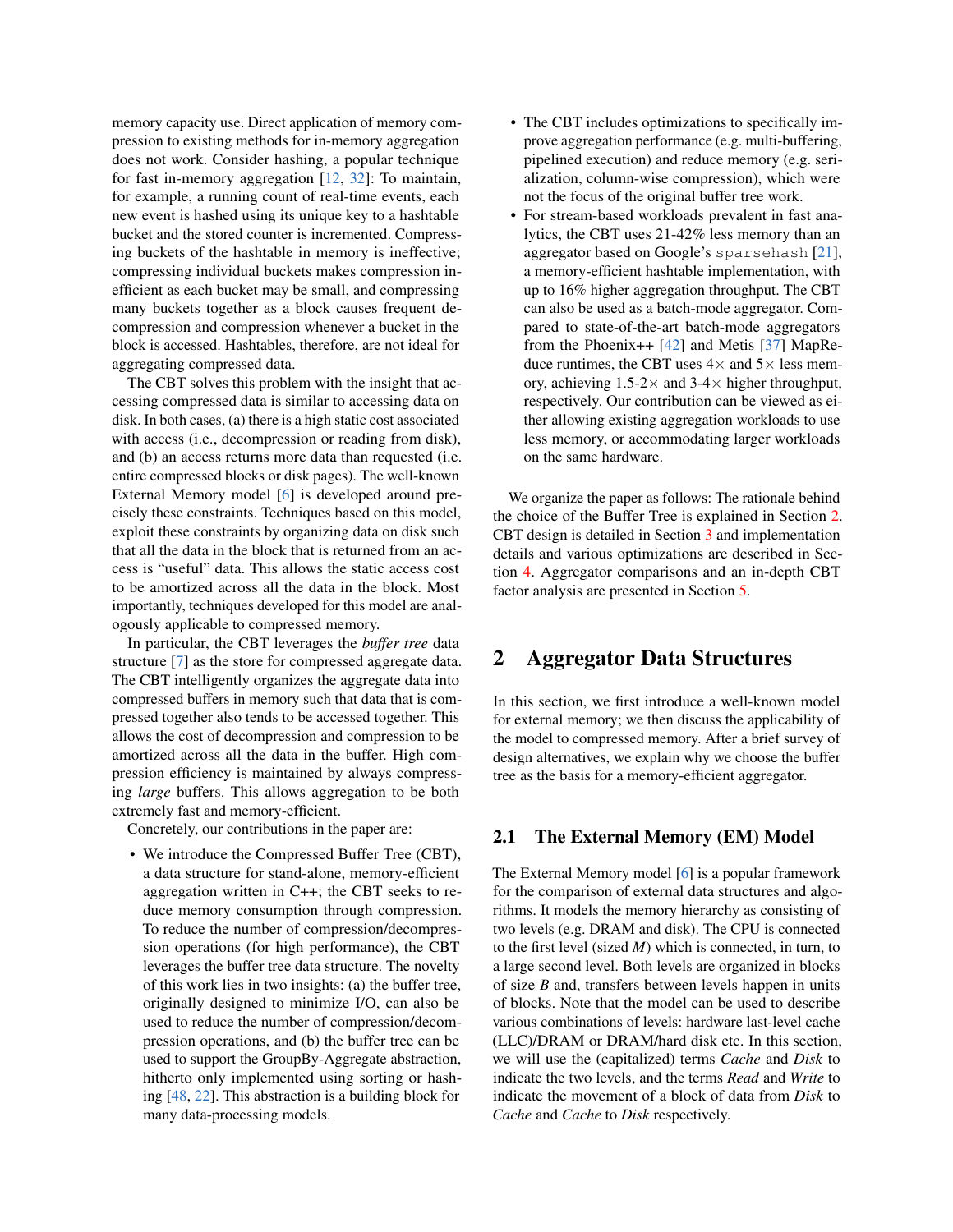memory capacity use. Direct application of memory compression to existing methods for in-memory aggregation does not work. Consider hashing, a popular technique for fast in-memory aggregation [12, 32]: To maintain, for example, a running count of real-time events, each new event is hashed using its unique key to a hashtable bucket and the stored counter is incremented. Compressing buckets of the hashtable in memory is ineffective; compressing individual buckets makes compression inefficient as each bucket may be small, and compressing many buckets together as a block causes frequent decompression and compression whenever a bucket in the block is accessed. Hashtables, therefore, are not ideal for aggregating compressed data.

The CBT solves this problem with the insight that accessing compressed data is similar to accessing data on disk. In both cases, (a) there is a high static cost associated with access (i.e., decompression or reading from disk), and (b) an access returns more data than requested (i.e. entire compressed blocks or disk pages). The well-known External Memory model [6] is developed around precisely these constraints. Techniques based on this model, exploit these constraints by organizing data on disk such that all the data in the block that is returned from an access is "useful" data. This allows the static access cost to be amortized across all the data in the block. Most importantly, techniques developed for this model are analogously applicable to compressed memory.

In particular, the CBT leverages the *buffer tree* data structure [7] as the store for compressed aggregate data. The CBT intelligently organizes the aggregate data into compressed buffers in memory such that data that is compressed together also tends to be accessed together. This allows the cost of decompression and compression to be amortized across all the data in the buffer. High compression efficiency is maintained by always compressing *large* buffers. This allows aggregation to be both extremely fast and memory-efficient.

Concretely, our contributions in the paper are:

- We introduce the Compressed Buffer Tree (CBT), a data structure for stand-alone, memory-efficient aggregation written in C++; the CBT seeks to reduce memory consumption through compression. To reduce the number of compression/decompression operations (for high performance), the CBT leverages the buffer tree data structure. The novelty of this work lies in two insights: (a) the buffer tree, originally designed to minimize I/O, can also be used to reduce the number of compression/decompression operations, and (b) the buffer tree can be used to support the GroupBy-Aggregate abstraction, hitherto only implemented using sorting or hashing [48, 22]. This abstraction is a building block for many data-processing models.
- The CBT includes optimizations to specifically improve aggregation performance (e.g. multi-buffering, pipelined execution) and reduce memory (e.g. serialization, column-wise compression), which were not the focus of the original buffer tree work.
- For stream-based workloads prevalent in fast analytics, the CBT uses 21-42% less memory than an aggregator based on Google's `sparsehash` [21], a memory-efficient hashtable implementation, with up to 16% higher aggregation throughput. The CBT can also be used as a batch-mode aggregator. Compared to state-of-the-art batch-mode aggregators from the Phoenix++ [42] and Metis [37] MapReduce runtimes, the CBT uses 4× and 5× less memory, achieving 1.5-2× and 3-4× higher throughput, respectively. Our contribution can be viewed as either allowing existing aggregation workloads to use less memory, or accommodating larger workloads on the same hardware.

We organize the paper as follows: The rationale behind the choice of the Buffer Tree is explained in Section 2. CBT design is detailed in Section 3 and implementation details and various optimizations are described in Section 4. Aggregator comparisons and an in-depth CBT factor analysis are presented in Section 5.

## 2 Aggregator Data Structures

In this section, we first introduce a well-known model for external memory; we then discuss the applicability of the model to compressed memory. After a brief survey of design alternatives, we explain why we choose the buffer tree as the basis for a memory-efficient aggregator.

### 2.1 The External Memory (EM) Model

The External Memory model [6] is a popular framework for the comparison of external data structures and algorithms. It models the memory hierarchy as consisting of two levels (e.g. DRAM and disk). The CPU is connected to the first level (sized $M$) which is connected, in turn, to a large second level. Both levels are organized in blocks of size $B$ and, transfers between levels happen in units of blocks. Note that the model can be used to describe various combinations of levels: hardware last-level cache (LLC)/DRAM or DRAM/hard disk etc. In this section, we will use the (capitalized) terms *Cache* and *Disk* to indicate the two levels, and the terms *Read* and *Write* to indicate the movement of a block of data from *Disk* to *Cache* and *Cache* to *Disk* respectively.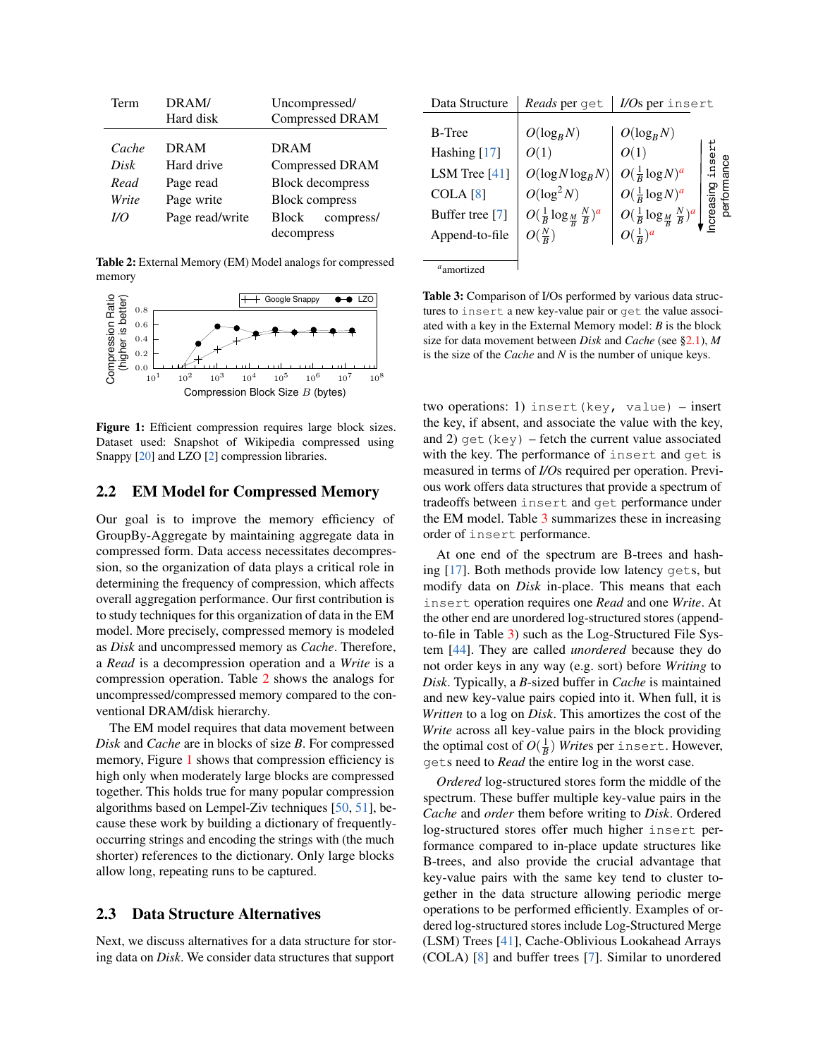| Term | DRAM/ Hard disk | Uncompressed/ Compressed DRAM |
|---|---|---|
| *Cache* | DRAM | DRAM |
| *Disk* | Hard drive | Compressed DRAM |
| *Read* | Page read | Block decompress |
| *Write* | Page write | Block compress |
| *I/O* | Page read/write | Block compress/ decompress |

**Table 2:** External Memory (EM) Model analogs for compressed memory

**Figure 1:** Efficient compression requires large block sizes. Dataset used: Snapshot of Wikipedia compressed using Snappy [20] and LZO [2] compression libraries.

## 2.2 EM Model for Compressed Memory

Our goal is to improve the memory efficiency of GroupBy-Aggregate by maintaining aggregate data in compressed form. Data access necessitates decompression, so the organization of data plays a critical role in determining the frequency of compression, which affects overall aggregation performance. Our first contribution is to study techniques for this organization of data in the EM model. More precisely, compressed memory is modeled as *Disk* and uncompressed memory as *Cache*. Therefore, a *Read* is a decompression operation and a *Write* is a compression operation. Table 2 shows the analogs for uncompressed/compressed memory compared to the conventional DRAM/disk hierarchy.

The EM model requires that data movement between *Disk* and *Cache* are in blocks of size $B$. For compressed memory, Figure 1 shows that compression efficiency is high only when moderately large blocks are compressed together. This holds true for many popular compression algorithms based on Lempel-Ziv techniques [50, 51], because these work by building a dictionary of frequently-occurring strings and encoding the strings with (the much shorter) references to the dictionary. Only large blocks allow long, repeating runs to be captured.

## 2.3 Data Structure Alternatives

Next, we discuss alternatives for a data structure for storing data on *Disk*. We consider data structures that support

| Data Structure | *Reads* per `get` | *I/Os* per `insert` |
|---|---|---|
| B-Tree | $O(\log_B N)$ | $O(\log_B N)$ |
| Hashing [17] | $O(1)$ | $O(1)$ |
| LSM Tree [41] | $O(\log N \log_B N)$ | $O(\frac{1}{B}\log N)^a$ |
| COLA [8] | $O(\log^2 N)$ | $O(\frac{1}{B}\log N)^a$ |
| Buffer tree [7] | $O(\frac{1}{B}\log_{\frac{M}{B}}\frac{N}{B})^a$ | $O(\frac{1}{B}\log_{\frac{M}{B}}\frac{N}{B})^a$ |
| Append-to-file | $O(\frac{N}{B})$ | $O(\frac{1}{B})^a$ |

Increasing `insert` performance (downward)

[a]amortized

**Table 3:** Comparison of I/Os performed by various data structures to `insert` a new key-value pair or `get` the value associated with a key in the External Memory model: $B$ is the block size for data movement between *Disk* and *Cache* (see §2.1), $M$ is the size of the *Cache* and $N$ is the number of unique keys.

two operations: 1) `insert(key, value)` – insert the key, if absent, and associate the value with the key, and 2) `get(key)` – fetch the current value associated with the key. The performance of `insert` and `get` is measured in terms of *I/Os* required per operation. Previous work offers data structures that provide a spectrum of tradeoffs between `insert` and `get` performance under the EM model. Table 3 summarizes these in increasing order of `insert` performance.

At one end of the spectrum are B-trees and hashing [17]. Both methods provide low latency `get`s, but modify data on *Disk* in-place. This means that each `insert` operation requires one *Read* and one *Write*. At the other end are unordered log-structured stores (append-to-file in Table 3) such as the Log-Structured File System [44]. They are called *unordered* because they do not order keys in any way (e.g. sort) before *Writing* to *Disk*. Typically, a $B$-sized buffer in *Cache* is maintained and new key-value pairs copied into it. When full, it is *Written* to a log on *Disk*. This amortizes the cost of the *Write* across all key-value pairs in the block providing the optimal cost of $O(\frac{1}{B})$ *Write*s per `insert`. However, `get`s need to *Read* the entire log in the worst case.

*Ordered* log-structured stores form the middle of the spectrum. These buffer multiple key-value pairs in the *Cache* and *order* them before writing to *Disk*. Ordered log-structured stores offer much higher `insert` performance compared to in-place update structures like B-trees, and also provide the crucial advantage that key-value pairs with the same key tend to cluster together in the data structure allowing periodic merge operations to be performed efficiently. Examples of ordered log-structured stores include Log-Structured Merge (LSM) Trees [41], Cache-Oblivious Lookahead Arrays (COLA) [8] and buffer trees [7]. Similar to unordered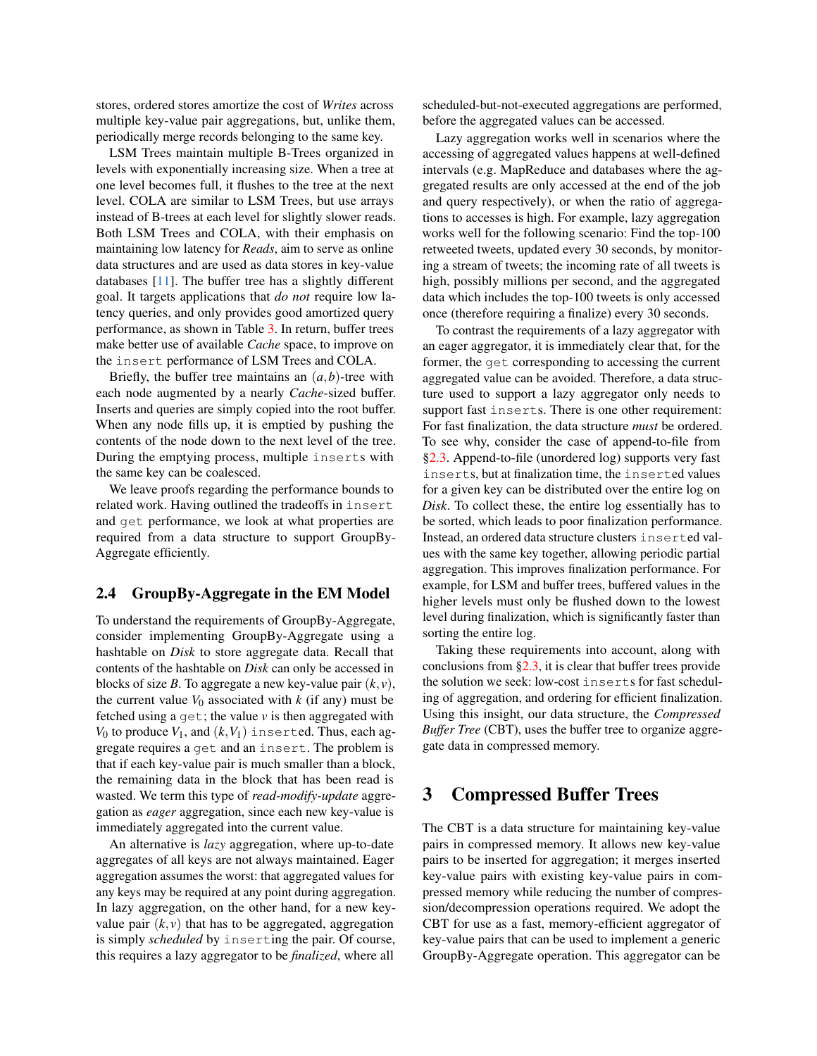stores, ordered stores amortize the cost of *Writes* across multiple key-value pair aggregations, but, unlike them, periodically merge records belonging to the same key.

LSM Trees maintain multiple B-Trees organized in levels with exponentially increasing size. When a tree at one level becomes full, it flushes to the tree at the next level. COLA are similar to LSM Trees, but use arrays instead of B-trees at each level for slightly slower reads. Both LSM Trees and COLA, with their emphasis on maintaining low latency for *Reads*, aim to serve as online data structures and are used as data stores in key-value databases [11]. The buffer tree has a slightly different goal. It targets applications that *do not* require low latency queries, and only provides good amortized query performance, as shown in Table 3. In return, buffer trees make better use of available *Cache* space, to improve on the `insert` performance of LSM Trees and COLA.

Briefly, the buffer tree maintains an $(a,b)$-tree with each node augmented by a nearly *Cache*-sized buffer. Inserts and queries are simply copied into the root buffer. When any node fills up, it is emptied by pushing the contents of the node down to the next level of the tree. During the emptying process, multiple `insert`s with the same key can be coalesced.

We leave proofs regarding the performance bounds to related work. Having outlined the tradeoffs in `insert` and `get` performance, we look at what properties are required from a data structure to support GroupBy-Aggregate efficiently.

## 2.4 GroupBy-Aggregate in the EM Model

To understand the requirements of GroupBy-Aggregate, consider implementing GroupBy-Aggregate using a hashtable on *Disk* to store aggregate data. Recall that contents of the hashtable on *Disk* can only be accessed in blocks of size $B$. To aggregate a new key-value pair $(k,v)$, the current value $V_0$ associated with $k$ (if any) must be fetched using a `get`; the value $v$ is then aggregated with $V_0$ to produce $V_1$, and $(k,V_1)$ `insert`ed. Thus, each aggregate requires a `get` and an `insert`. The problem is that if each key-value pair is much smaller than a block, the remaining data in the block that has been read is wasted. We term this type of *read-modify-update* aggregation as *eager* aggregation, since each new key-value is immediately aggregated into the current value.

An alternative is *lazy* aggregation, where up-to-date aggregates of all keys are not always maintained. Eager aggregation assumes the worst: that aggregated values for any keys may be required at any point during aggregation. In lazy aggregation, on the other hand, for a new key-value pair $(k,v)$ that has to be aggregated, aggregation is simply *scheduled* by `insert`ing the pair. Of course, this requires a lazy aggregator to be *finalized*, where all scheduled-but-not-executed aggregations are performed, before the aggregated values can be accessed.

Lazy aggregation works well in scenarios where the accessing of aggregated values happens at well-defined intervals (e.g. MapReduce and databases where the aggregated results are only accessed at the end of the job and query respectively), or when the ratio of aggregations to accesses is high. For example, lazy aggregation works well for the following scenario: Find the top-100 retweeted tweets, updated every 30 seconds, by monitoring a stream of tweets; the incoming rate of all tweets is high, possibly millions per second, and the aggregated data which includes the top-100 tweets is only accessed once (therefore requiring a finalize) every 30 seconds.

To contrast the requirements of a lazy aggregator with an eager aggregator, it is immediately clear that, for the former, the `get` corresponding to accessing the current aggregated value can be avoided. Therefore, a data structure used to support a lazy aggregator only needs to support fast `insert`s. There is one other requirement: For fast finalization, the data structure *must* be ordered. To see why, consider the case of append-to-file from §2.3. Append-to-file (unordered log) supports very fast `insert`s, but at finalization time, the `insert`ed values for a given key can be distributed over the entire log on *Disk*. To collect these, the entire log essentially has to be sorted, which leads to poor finalization performance. Instead, an ordered data structure clusters `insert`ed values with the same key together, allowing periodic partial aggregation. This improves finalization performance. For example, for LSM and buffer trees, buffered values in the higher levels must only be flushed down to the lowest level during finalization, which is significantly faster than sorting the entire log.

Taking these requirements into account, along with conclusions from §2.3, it is clear that buffer trees provide the solution we seek: low-cost `insert`s for fast scheduling of aggregation, and ordering for efficient finalization. Using this insight, our data structure, the *Compressed Buffer Tree* (CBT), uses the buffer tree to organize aggregate data in compressed memory.

# 3 Compressed Buffer Trees

The CBT is a data structure for maintaining key-value pairs in compressed memory. It allows new key-value pairs to be inserted for aggregation; it merges inserted key-value pairs with existing key-value pairs in compressed memory while reducing the number of compression/decompression operations required. We adopt the CBT for use as a fast, memory-efficient aggregator of key-value pairs that can be used to implement a generic GroupBy-Aggregate operation. This aggregator can be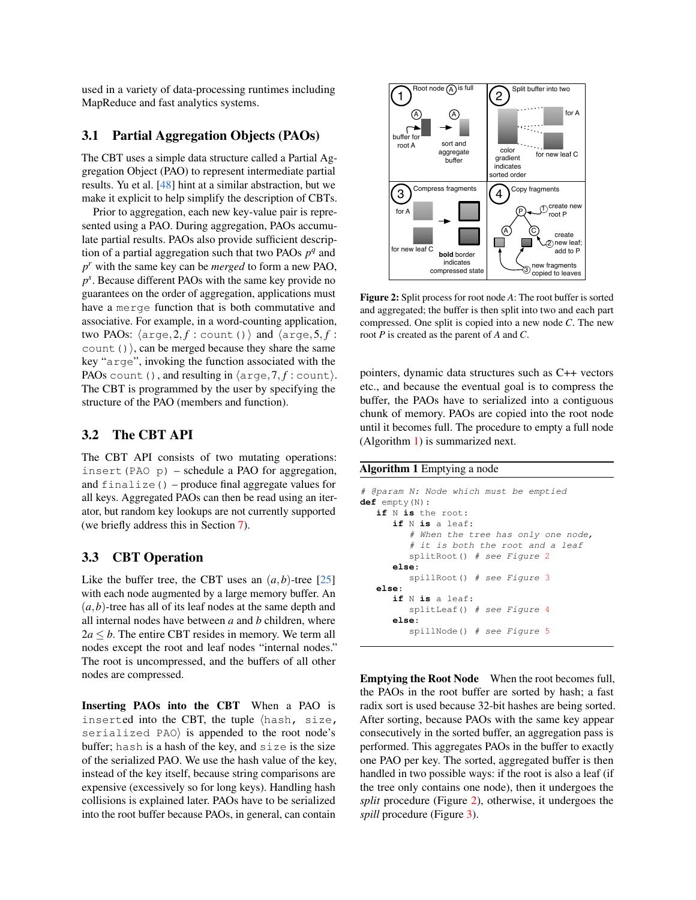used in a variety of data-processing runtimes including MapReduce and fast analytics systems.

### 3.1 Partial Aggregation Objects (PAOs)

The CBT uses a simple data structure called a Partial Aggregation Object (PAO) to represent intermediate partial results. Yu et al. [48] hint at a similar abstraction, but we make it explicit to help simplify the description of CBTs.

Prior to aggregation, each new key-value pair is represented using a PAO. During aggregation, PAOs accumulate partial results. PAOs also provide sufficient description of a partial aggregation such that two PAOs $p^q$ and $p^r$ with the same key can be *merged* to form a new PAO, $p^s$. Because different PAOs with the same key provide no guarantees on the order of aggregation, applications must have a `merge` function that is both commutative and associative. For example, in a word-counting application, two PAOs: $\langle$`arge`$, 2, f:$ `count()`$\rangle$ and $\langle$`arge`$, 5, f:$ `count()`$\rangle$, can be merged because they share the same key "`arge`", invoking the function associated with the PAOs `count()`, and resulting in $\langle$`arge`$, 7, f:$ `count`$\rangle$. The CBT is programmed by the user by specifying the structure of the PAO (members and function).

### 3.2 The CBT API

The CBT API consists of two mutating operations: `insert(PAO p)` – schedule a PAO for aggregation, and `finalize()` – produce final aggregate values for all keys. Aggregated PAOs can then be read using an iterator, but random key lookups are not currently supported (we briefly address this in Section 7).

### 3.3 CBT Operation

Like the buffer tree, the CBT uses an $(a,b)$-tree [25] with each node augmented by a large memory buffer. An $(a,b)$-tree has all of its leaf nodes at the same depth and all internal nodes have between $a$ and $b$ children, where $2a \leq b$. The entire CBT resides in memory. We term all nodes except the root and leaf nodes "internal nodes." The root is uncompressed, and the buffers of all other nodes are compressed.

**Inserting PAOs into the CBT** When a PAO is `insert`ed into the CBT, the tuple $\langle$`hash, size, serialized PAO`$\rangle$ is appended to the root node's buffer; `hash` is a hash of the key, and `size` is the size of the serialized PAO. We use the hash value of the key, instead of the key itself, because string comparisons are expensive (excessively so for long keys). Handling hash collisions is explained later. PAOs have to be serialized into the root buffer because PAOs, in general, can contain pointers, dynamic data structures such as C++ vectors etc., and because the eventual goal is to compress the buffer, the PAOs have to serialized into a contiguous chunk of memory. PAOs are copied into the root node until it becomes full. The procedure to empty a full node (Algorithm 1) is summarized next.

**Figure 2:** Split process for root node $A$: The root buffer is sorted and aggregated; the buffer is then split into two and each part compressed. One split is copied into a new node $C$. The new root $P$ is created as the parent of $A$ and $C$.

**Algorithm 1** Emptying a node

```
# @param N: Node which must be emptied
def empty(N):
   if N is the root:
      if N is a leaf:
         # When the tree has only one node,
         # it is both the root and a leaf
         splitRoot() # see Figure 2
      else:
         spillRoot() # see Figure 3
   else:
      if N is a leaf:
         splitLeaf() # see Figure 4
      else:
         spillNode() # see Figure 5
```

**Emptying the Root Node** When the root becomes full, the PAOs in the root buffer are sorted by hash; a fast radix sort is used because 32-bit hashes are being sorted. After sorting, because PAOs with the same key appear consecutively in the sorted buffer, an aggregation pass is performed. This aggregates PAOs in the buffer to exactly one PAO per key. The sorted, aggregated buffer is then handled in two possible ways: if the root is also a leaf (if the tree only contains one node), then it undergoes the *split* procedure (Figure 2), otherwise, it undergoes the *spill* procedure (Figure 3).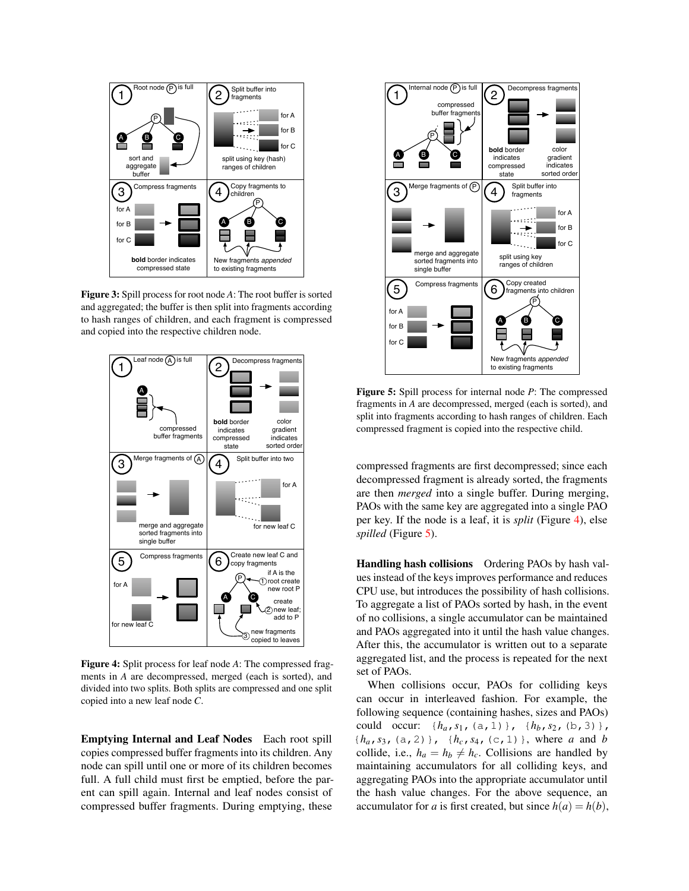**Figure 3:** Spill process for root node *A*: The root buffer is sorted and aggregated; the buffer is then split into fragments according to hash ranges of children, and each fragment is compressed and copied into the respective children node.

**Figure 4:** Split process for leaf node *A*: The compressed fragments in *A* are decompressed, merged (each is sorted), and divided into two splits. Both splits are compressed and one split copied into a new leaf node *C*.

**Emptying Internal and Leaf Nodes** Each root spill copies compressed buffer fragments into its children. Any node can spill until one or more of its children becomes full. A full child must first be emptied, before the parent can spill again. Internal and leaf nodes consist of compressed buffer fragments. During emptying, these compressed fragments are first decompressed; since each decompressed fragment is already sorted, the fragments are then *merged* into a single buffer. During merging, PAOs with the same key are aggregated into a single PAO per key. If the node is a leaf, it is *split* (Figure 4), else *spilled* (Figure 5).

**Figure 5:** Spill process for internal node *P*: The compressed fragments in *A* are decompressed, merged (each is sorted), and split into fragments according to hash ranges of children. Each compressed fragment is copied into the respective child.

**Handling hash collisions** Ordering PAOs by hash values instead of the keys improves performance and reduces CPU use, but introduces the possibility of hash collisions. To aggregate a list of PAOs sorted by hash, in the event of no collisions, a single accumulator can be maintained and PAOs aggregated into it until the hash value changes. After this, the accumulator is written out to a separate aggregated list, and the process is repeated for the next set of PAOs.

When collisions occur, PAOs for colliding keys can occur in interleaved fashion. For example, the following sequence (containing hashes, sizes and PAOs) could occur: $\{h_a, s_1, (a, 1)\}$, $\{h_b, s_2, (b, 3)\}$, $\{h_a, s_3, (a, 2)\}$, $\{h_c, s_4, (c, 1)\}$, where $a$ and $b$ collide, i.e., $h_a = h_b \neq h_c$. Collisions are handled by maintaining accumulators for all colliding keys, and aggregating PAOs into the appropriate accumulator until the hash value changes. For the above sequence, an accumulator for $a$ is first created, but since $h(a) = h(b)$,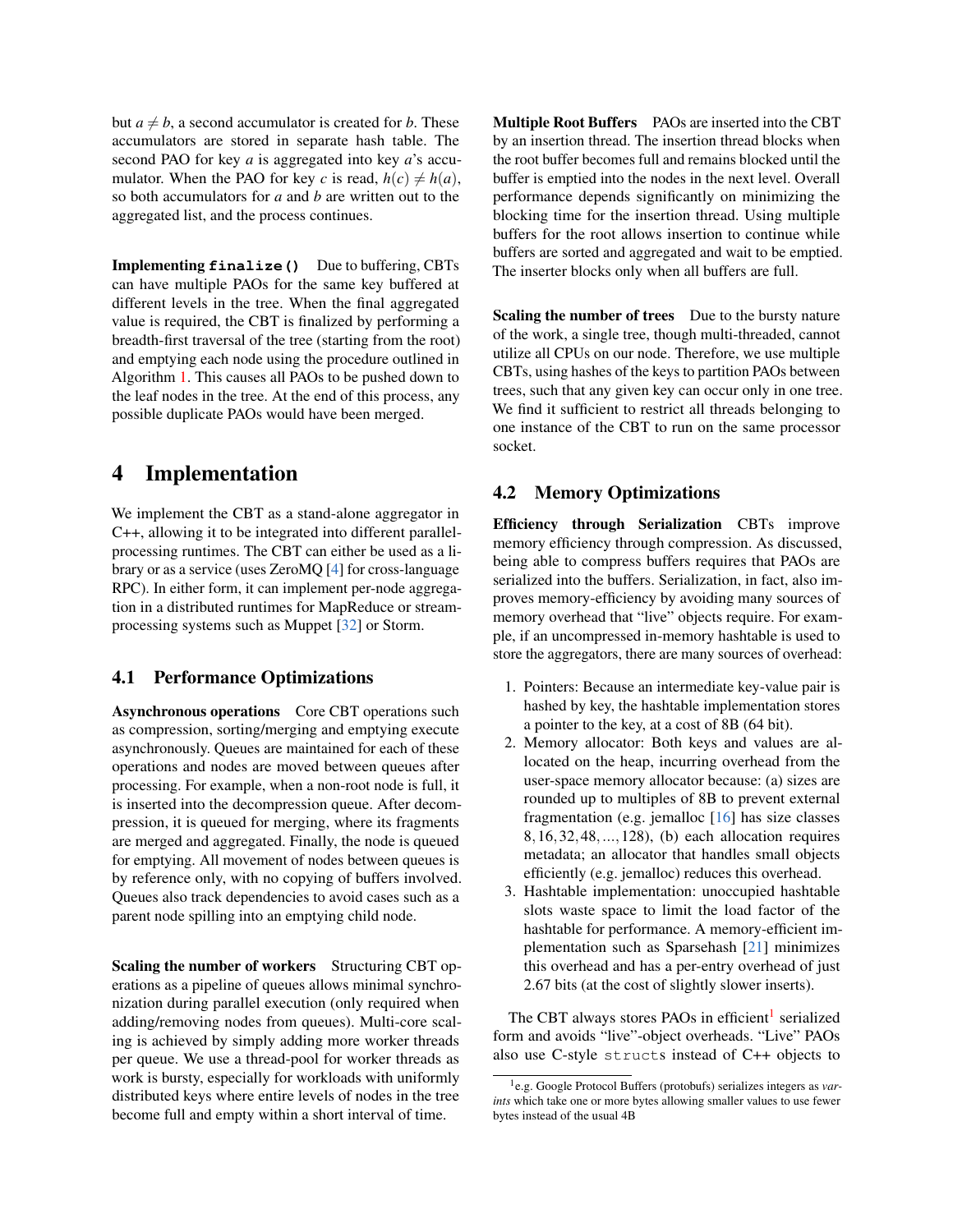but $a \neq b$, a second accumulator is created for $b$. These accumulators are stored in separate hash table. The second PAO for key $a$ is aggregated into key $a$'s accumulator. When the PAO for key $c$ is read, $h(c) \neq h(a)$, so both accumulators for $a$ and $b$ are written out to the aggregated list, and the process continues.

**Implementing `finalize()`** Due to buffering, CBTs can have multiple PAOs for the same key buffered at different levels in the tree. When the final aggregated value is required, the CBT is finalized by performing a breadth-first traversal of the tree (starting from the root) and emptying each node using the procedure outlined in Algorithm 1. This causes all PAOs to be pushed down to the leaf nodes in the tree. At the end of this process, any possible duplicate PAOs would have been merged.

# 4 Implementation

We implement the CBT as a stand-alone aggregator in C++, allowing it to be integrated into different parallel-processing runtimes. The CBT can either be used as a library or as a service (uses ZeroMQ [4] for cross-language RPC). In either form, it can implement per-node aggregation in a distributed runtimes for MapReduce or stream-processing systems such as Muppet [32] or Storm.

## 4.1 Performance Optimizations

**Asynchronous operations** Core CBT operations such as compression, sorting/merging and emptying execute asynchronously. Queues are maintained for each of these operations and nodes are moved between queues after processing. For example, when a non-root node is full, it is inserted into the decompression queue. After decompression, it is queued for merging, where its fragments are merged and aggregated. Finally, the node is queued for emptying. All movement of nodes between queues is by reference only, with no copying of buffers involved. Queues also track dependencies to avoid cases such as a parent node spilling into an emptying child node.

**Scaling the number of workers** Structuring CBT operations as a pipeline of queues allows minimal synchronization during parallel execution (only required when adding/removing nodes from queues). Multi-core scaling is achieved by simply adding more worker threads per queue. We use a thread-pool for worker threads as work is bursty, especially for workloads with uniformly distributed keys where entire levels of nodes in the tree become full and empty within a short interval of time.

**Multiple Root Buffers** PAOs are inserted into the CBT by an insertion thread. The insertion thread blocks when the root buffer becomes full and remains blocked until the buffer is emptied into the nodes in the next level. Overall performance depends significantly on minimizing the blocking time for the insertion thread. Using multiple buffers for the root allows insertion to continue while buffers are sorted and aggregated and wait to be emptied. The inserter blocks only when all buffers are full.

**Scaling the number of trees** Due to the bursty nature of the work, a single tree, though multi-threaded, cannot utilize all CPUs on our node. Therefore, we use multiple CBTs, using hashes of the keys to partition PAOs between trees, such that any given key can occur only in one tree. We find it sufficient to restrict all threads belonging to one instance of the CBT to run on the same processor socket.

## 4.2 Memory Optimizations

**Efficiency through Serialization** CBTs improve memory efficiency through compression. As discussed, being able to compress buffers requires that PAOs are serialized into the buffers. Serialization, in fact, also improves memory-efficiency by avoiding many sources of memory overhead that "live" objects require. For example, if an uncompressed in-memory hashtable is used to store the aggregators, there are many sources of overhead:

1. Pointers: Because an intermediate key-value pair is hashed by key, the hashtable implementation stores a pointer to the key, at a cost of 8B (64 bit).
2. Memory allocator: Both keys and values are allocated on the heap, incurring overhead from the user-space memory allocator because: (a) sizes are rounded up to multiples of 8B to prevent external fragmentation (e.g. jemalloc [16] has size classes $8, 16, 32, 48, ..., 128$), (b) each allocation requires metadata; an allocator that handles small objects efficiently (e.g. jemalloc) reduces this overhead.
3. Hashtable implementation: unoccupied hashtable slots waste space to limit the load factor of the hashtable for performance. A memory-efficient implementation such as Sparsehash [21] minimizes this overhead and has a per-entry overhead of just 2.67 bits (at the cost of slightly slower inserts).

The CBT always stores PAOs in efficient[1] serialized form and avoids "live"-object overheads. "Live" PAOs also use C-style `structs` instead of C++ objects to

[1] e.g. Google Protocol Buffers (protobufs) serializes integers as *varints* which take one or more bytes allowing smaller values to use fewer bytes instead of the usual 4B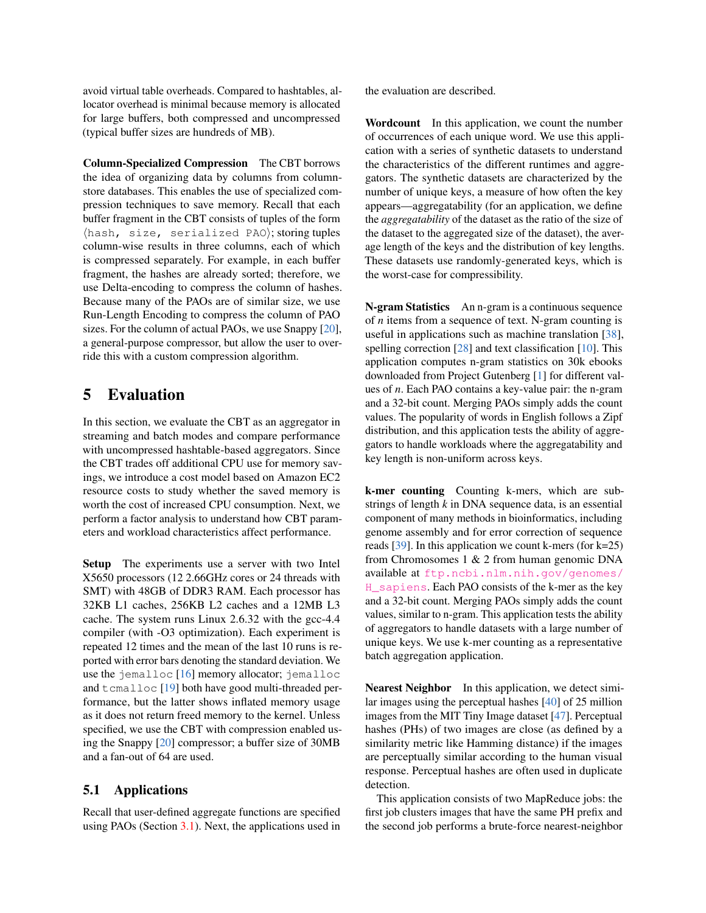avoid virtual table overheads. Compared to hashtables, allocator overhead is minimal because memory is allocated for large buffers, both compressed and uncompressed (typical buffer sizes are hundreds of MB).

**Column-Specialized Compression** The CBT borrows the idea of organizing data by columns from column-store databases. This enables the use of specialized compression techniques to save memory. Recall that each buffer fragment in the CBT consists of tuples of the form ⟨`hash, size, serialized PAO`⟩; storing tuples column-wise results in three columns, each of which is compressed separately. For example, in each buffer fragment, the hashes are already sorted; therefore, we use Delta-encoding to compress the column of hashes. Because many of the PAOs are of similar size, we use Run-Length Encoding to compress the column of PAO sizes. For the column of actual PAOs, we use Snappy [20], a general-purpose compressor, but allow the user to override this with a custom compression algorithm.

# 5 Evaluation

In this section, we evaluate the CBT as an aggregator in streaming and batch modes and compare performance with uncompressed hashtable-based aggregators. Since the CBT trades off additional CPU use for memory savings, we introduce a cost model based on Amazon EC2 resource costs to study whether the saved memory is worth the cost of increased CPU consumption. Next, we perform a factor analysis to understand how CBT parameters and workload characteristics affect performance.

**Setup** The experiments use a server with two Intel X5650 processors (12 2.66GHz cores or 24 threads with SMT) with 48GB of DDR3 RAM. Each processor has 32KB L1 caches, 256KB L2 caches and a 12MB L3 cache. The system runs Linux 2.6.32 with the gcc-4.4 compiler (with -O3 optimization). Each experiment is repeated 12 times and the mean of the last 10 runs is reported with error bars denoting the standard deviation. We use the `jemalloc` [16] memory allocator; `jemalloc` and `tcmalloc` [19] both have good multi-threaded performance, but the latter shows inflated memory usage as it does not return freed memory to the kernel. Unless specified, we use the CBT with compression enabled using the Snappy [20] compressor; a buffer size of 30MB and a fan-out of 64 are used.

## 5.1 Applications

Recall that user-defined aggregate functions are specified using PAOs (Section 3.1). Next, the applications used in the evaluation are described.

**Wordcount** In this application, we count the number of occurrences of each unique word. We use this application with a series of synthetic datasets to understand the characteristics of the different runtimes and aggregators. The synthetic datasets are characterized by the number of unique keys, a measure of how often the key appears—aggregatability (for an application, we define the *aggregatability* of the dataset as the ratio of the size of the dataset to the aggregated size of the dataset), the average length of the keys and the distribution of key lengths. These datasets use randomly-generated keys, which is the worst-case for compressibility.

**N-gram Statistics** An n-gram is a continuous sequence of $n$ items from a sequence of text. N-gram counting is useful in applications such as machine translation [38], spelling correction [28] and text classification [10]. This application computes n-gram statistics on 30k ebooks downloaded from Project Gutenberg [1] for different values of $n$. Each PAO contains a key-value pair: the n-gram and a 32-bit count. Merging PAOs simply adds the count values. The popularity of words in English follows a Zipf distribution, and this application tests the ability of aggregators to handle workloads where the aggregatability and key length is non-uniform across keys.

**k-mer counting** Counting k-mers, which are substrings of length $k$ in DNA sequence data, is an essential component of many methods in bioinformatics, including genome assembly and for error correction of sequence reads [39]. In this application we count k-mers (for k=25) from Chromosomes 1 & 2 from human genomic DNA available at `ftp.ncbi.nlm.nih.gov/genomes/H_sapiens`. Each PAO consists of the k-mer as the key and a 32-bit count. Merging PAOs simply adds the count values, similar to n-gram. This application tests the ability of aggregators to handle datasets with a large number of unique keys. We use k-mer counting as a representative batch aggregation application.

**Nearest Neighbor** In this application, we detect similar images using the perceptual hashes [40] of 25 million images from the MIT Tiny Image dataset [47]. Perceptual hashes (PHs) of two images are close (as defined by a similarity metric like Hamming distance) if the images are perceptually similar according to the human visual response. Perceptual hashes are often used in duplicate detection.

This application consists of two MapReduce jobs: the first job clusters images that have the same PH prefix and the second job performs a brute-force nearest-neighbor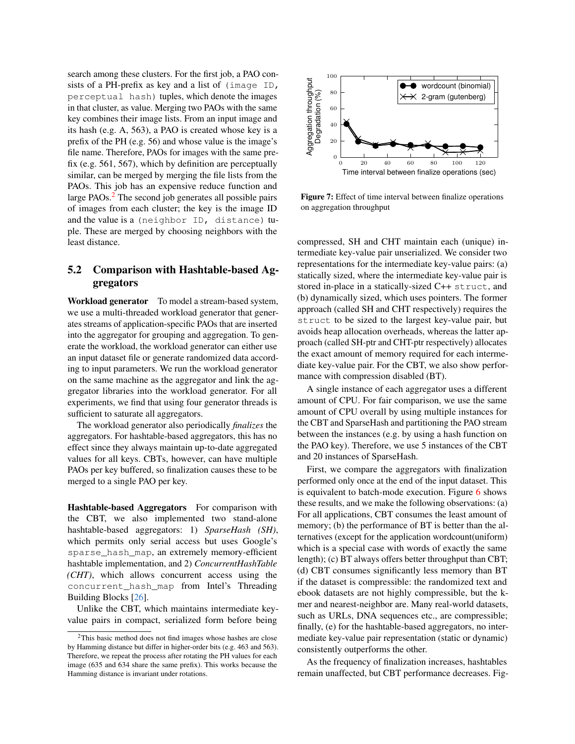search among these clusters. For the first job, a PAO consists of a PH-prefix as key and a list of `(image ID, perceptual hash)` tuples, which denote the images in that cluster, as value. Merging two PAOs with the same key combines their image lists. From an input image and its hash (e.g. A, 563), a PAO is created whose key is a prefix of the PH (e.g. 56) and whose value is the image's file name. Therefore, PAOs for images with the same prefix (e.g. 561, 567), which by definition are perceptually similar, can be merged by merging the file lists from the PAOs. This job has an expensive reduce function and large PAOs.[2] The second job generates all possible pairs of images from each cluster; the key is the image ID and the value is a `(neighbor ID, distance)` tuple. These are merged by choosing neighbors with the least distance.

## 5.2 Comparison with Hashtable-based Aggregators

**Workload generator** To model a stream-based system, we use a multi-threaded workload generator that generates streams of application-specific PAOs that are inserted into the aggregator for grouping and aggregation. To generate the workload, the workload generator can either use an input dataset file or generate randomized data according to input parameters. We run the workload generator on the same machine as the aggregator and link the aggregator libraries into the workload generator. For all experiments, we find that using four generator threads is sufficient to saturate all aggregators.

The workload generator also periodically *finalizes* the aggregators. For hashtable-based aggregators, this has no effect since they always maintain up-to-date aggregated values for all keys. CBTs, however, can have multiple PAOs per key buffered, so finalization causes these to be merged to a single PAO per key.

**Hashtable-based Aggregators** For comparison with the CBT, we also implemented two stand-alone hashtable-based aggregators: 1) *SparseHash (SH)*, which permits only serial access but uses Google's `sparse_hash_map`, an extremely memory-efficient hashtable implementation, and 2) *ConcurrentHashTable (CHT)*, which allows concurrent access using the `concurrent_hash_map` from Intel's Threading Building Blocks [26].

Unlike the CBT, which maintains intermediate key-value pairs in compact, serialized form before being compressed, SH and CHT maintain each (unique) intermediate key-value pair unserialized. We consider two representations for the intermediate key-value pairs: (a) statically sized, where the intermediate key-value pair is stored in-place in a statically-sized C++ `struct`, and (b) dynamically sized, which uses pointers. The former approach (called SH and CHT respectively) requires the `struct` to be sized to the largest key-value pair, but avoids heap allocation overheads, whereas the latter approach (called SH-ptr and CHT-ptr respectively) allocates the exact amount of memory required for each intermediate key-value pair. For the CBT, we also show performance with compression disabled (BT).

A single instance of each aggregator uses a different amount of CPU. For fair comparison, we use the same amount of CPU overall by using multiple instances for the CBT and SparseHash and partitioning the PAO stream between the instances (e.g. by using a hash function on the PAO key). Therefore, we use 5 instances of the CBT and 20 instances of SparseHash.

First, we compare the aggregators with finalization performed only once at the end of the input dataset. This is equivalent to batch-mode execution. Figure 6 shows these results, and we make the following observations: (a) For all applications, CBT consumes the least amount of memory; (b) the performance of BT is better than the alternatives (except for the application wordcount(uniform) which is a special case with words of exactly the same length); (c) BT always offers better throughput than CBT; (d) CBT consumes significantly less memory than BT if the dataset is compressible: the randomized text and ebook datasets are not highly compressible, but the k-mer and nearest-neighbor are. Many real-world datasets, such as URLs, DNA sequences etc., are compressible; finally, (e) for the hashtable-based aggregators, no intermediate key-value pair representation (static or dynamic) consistently outperforms the other.

As the frequency of finalization increases, hashtables remain unaffected, but CBT performance decreases. Fig-

**Figure 7:** Effect of time interval between finalize operations on aggregation throughput

[2] This basic method does not find images whose hashes are close by Hamming distance but differ in higher-order bits (e.g. 463 and 563). Therefore, we repeat the process after rotating the PH values for each image (635 and 634 share the same prefix). This works because the Hamming distance is invariant under rotations.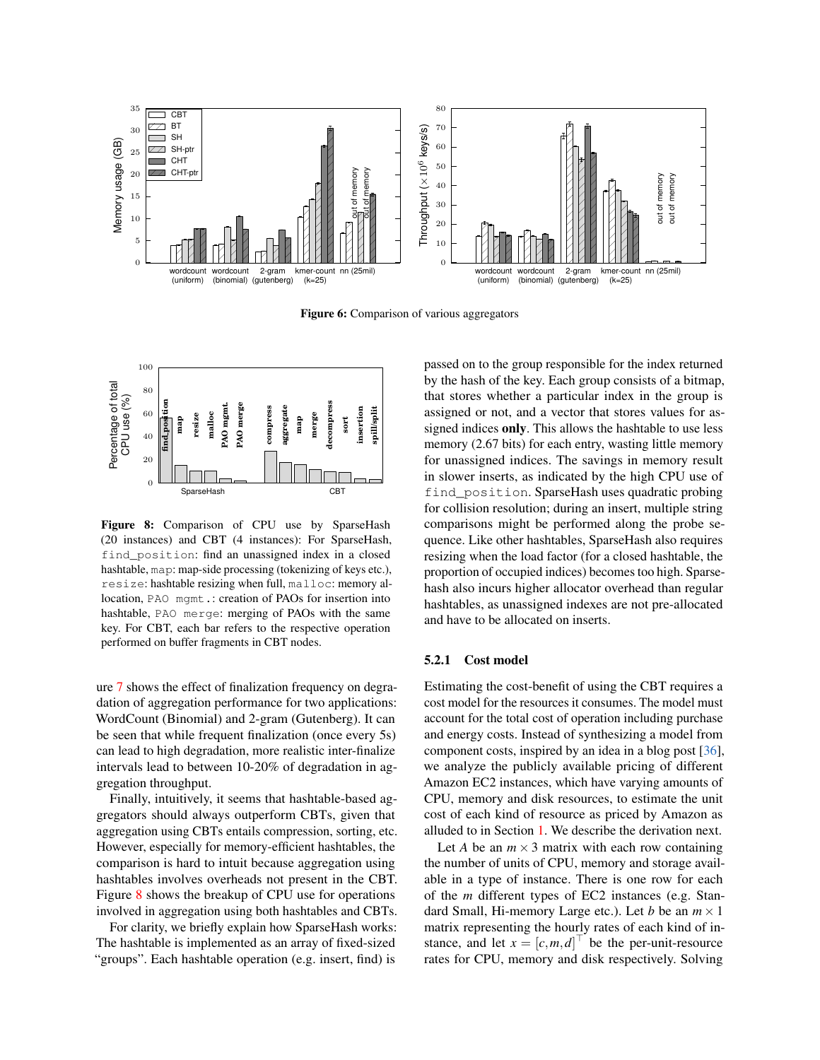**Figure 6:** Comparison of various aggregators

**Figure 8:** Comparison of CPU use by SparseHash (20 instances) and CBT (4 instances): For SparseHash, `find_position`: find an unassigned index in a closed hashtable, `map`: map-side processing (tokenizing of keys etc.), `resize`: hashtable resizing when full, `malloc`: memory allocation, `PAO mgmt.`: creation of PAOs for insertion into hashtable, `PAO merge`: merging of PAOs with the same key. For CBT, each bar refers to the respective operation performed on buffer fragments in CBT nodes.

ure 7 shows the effect of finalization frequency on degradation of aggregation performance for two applications: WordCount (Binomial) and 2-gram (Gutenberg). It can be seen that while frequent finalization (once every 5s) can lead to high degradation, more realistic inter-finalize intervals lead to between 10-20% of degradation in aggregation throughput.

Finally, intuitively, it seems that hashtable-based aggregators should always outperform CBTs, given that aggregation using CBTs entails compression, sorting, etc. However, especially for memory-efficient hashtables, the comparison is hard to intuit because aggregation using hashtables involves overheads not present in the CBT. Figure 8 shows the breakup of CPU use for operations involved in aggregation using both hashtables and CBTs.

For clarity, we briefly explain how SparseHash works: The hashtable is implemented as an array of fixed-sized "groups". Each hashtable operation (e.g. insert, find) is passed on to the group responsible for the index returned by the hash of the key. Each group consists of a bitmap, that stores whether a particular index in the group is assigned or not, and a vector that stores values for assigned indices **only**. This allows the hashtable to use less memory (2.67 bits) for each entry, wasting little memory for unassigned indices. The savings in memory result in slower inserts, as indicated by the high CPU use of `find_position`. SparseHash uses quadratic probing for collision resolution; during an insert, multiple string comparisons might be performed along the probe sequence. Like other hashtables, SparseHash also requires resizing when the load factor (for a closed hashtable, the proportion of occupied indices) becomes too high. Sparsehash also incurs higher allocator overhead than regular hashtables, as unassigned indexes are not pre-allocated and have to be allocated on inserts.

### 5.2.1 Cost model

Estimating the cost-benefit of using the CBT requires a cost model for the resources it consumes. The model must account for the total cost of operation including purchase and energy costs. Instead of synthesizing a model from component costs, inspired by an idea in a blog post [36], we analyze the publicly available pricing of different Amazon EC2 instances, which have varying amounts of CPU, memory and disk resources, to estimate the unit cost of each kind of resource as priced by Amazon as alluded to in Section 1. We describe the derivation next.

Let $A$ be an $m \times 3$ matrix with each row containing the number of units of CPU, memory and storage available in a type of instance. There is one row for each of the $m$ different types of EC2 instances (e.g. Standard Small, Hi-memory Large etc.). Let $b$ be an $m \times 1$ matrix representing the hourly rates of each kind of instance, and let $x = [c, m, d]^\top$ be the per-unit-resource rates for CPU, memory and disk respectively. Solving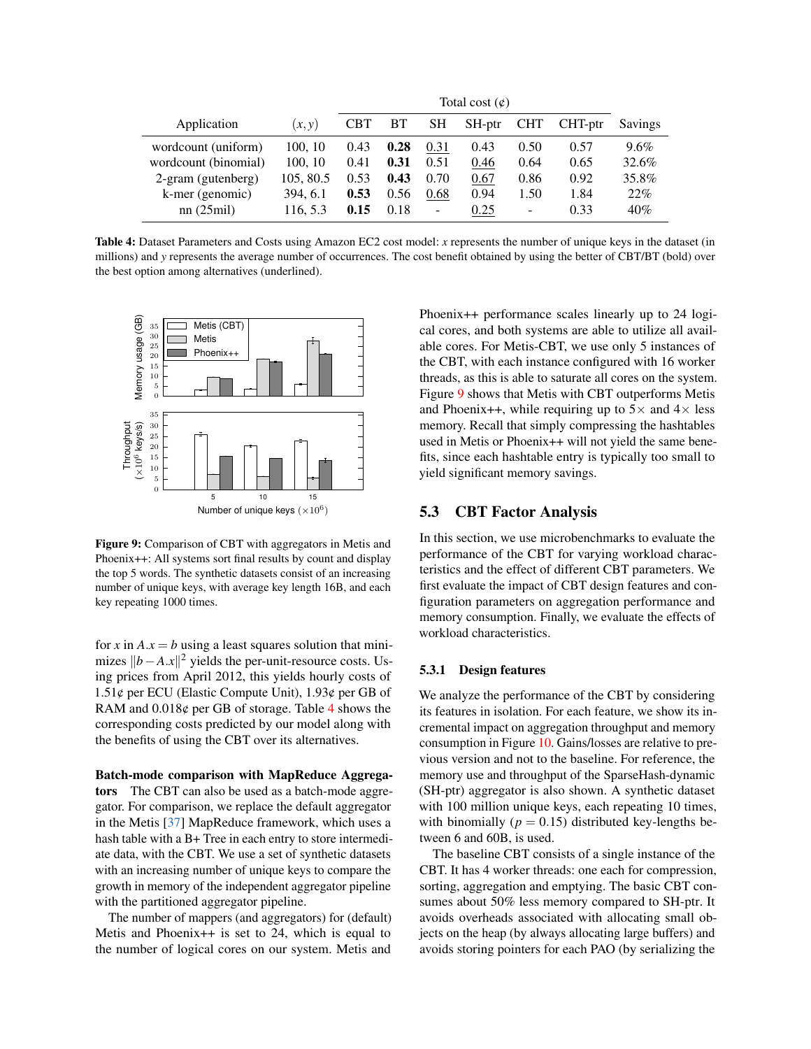| Application | $(x, y)$ | Total cost (¢) | | | | | | Savings |
|---|---|---|---|---|---|---|---|---|
| | | CBT | BT | SH | SH-ptr | CHT | CHT-ptr | |
| wordcount (uniform) | 100, 10 | 0.43 | **0.28** | <u>0.31</u> | 0.43 | 0.50 | 0.57 | 9.6% |
| wordcount (binomial) | 100, 10 | 0.41 | **0.31** | 0.51 | <u>0.46</u> | 0.64 | 0.65 | 32.6% |
| 2-gram (gutenberg) | 105, 80.5 | 0.53 | **0.43** | 0.70 | <u>0.67</u> | 0.86 | 0.92 | 35.8% |
| k-mer (genomic) | 394, 6.1 | **0.53** | 0.56 | <u>0.68</u> | 0.94 | 1.50 | 1.84 | 22% |
| nn (25mil) | 116, 5.3 | **0.15** | 0.18 | - | <u>0.25</u> | - | 0.33 | 40% |

**Table 4:** Dataset Parameters and Costs using Amazon EC2 cost model: $x$ represents the number of unique keys in the dataset (in millions) and $y$ represents the average number of occurrences. The cost benefit obtained by using the better of CBT/BT (bold) over the best option among alternatives (underlined).

**Figure 9:** Comparison of CBT with aggregators in Metis and Phoenix++: All systems sort final results by count and display the top 5 words. The synthetic datasets consist of an increasing number of unique keys, with average key length 16B, and each key repeating 1000 times.

for $x$ in $A.x = b$ using a least squares solution that minimizes $\|b - A.x\|^2$ yields the per-unit-resource costs. Using prices from April 2012, this yields hourly costs of 1.51¢ per ECU (Elastic Compute Unit), 1.93¢ per GB of RAM and 0.018¢ per GB of storage. Table 4 shows the corresponding costs predicted by our model along with the benefits of using the CBT over its alternatives.

**Batch-mode comparison with MapReduce Aggregators** The CBT can also be used as a batch-mode aggregator. For comparison, we replace the default aggregator in the Metis [37] MapReduce framework, which uses a hash table with a B+ Tree in each entry to store intermediate data, with the CBT. We use a set of synthetic datasets with an increasing number of unique keys to compare the growth in memory of the independent aggregator pipeline with the partitioned aggregator pipeline.

The number of mappers (and aggregators) for (default) Metis and Phoenix++ is set to 24, which is equal to the number of logical cores on our system. Metis and Phoenix++ performance scales linearly up to 24 logical cores, and both systems are able to utilize all available cores. For Metis-CBT, we use only 5 instances of the CBT, with each instance configured with 16 worker threads, as this is able to saturate all cores on the system. Figure 9 shows that Metis with CBT outperforms Metis and Phoenix++, while requiring up to 5× and 4× less memory. Recall that simply compressing the hashtables used in Metis or Phoenix++ will not yield the same benefits, since each hashtable entry is typically too small to yield significant memory savings.

## 5.3 CBT Factor Analysis

In this section, we use microbenchmarks to evaluate the performance of the CBT for varying workload characteristics and the effect of different CBT parameters. We first evaluate the impact of CBT design features and configuration parameters on aggregation performance and memory consumption. Finally, we evaluate the effects of workload characteristics.

### 5.3.1 Design features

We analyze the performance of the CBT by considering its features in isolation. For each feature, we show its incremental impact on aggregation throughput and memory consumption in Figure 10. Gains/losses are relative to previous version and not to the baseline. For reference, the memory use and throughput of the SparseHash-dynamic (SH-ptr) aggregator is also shown. A synthetic dataset with 100 million unique keys, each repeating 10 times, with binomially ($p = 0.15$) distributed key-lengths between 6 and 60B, is used.

The baseline CBT consists of a single instance of the CBT. It has 4 worker threads: one each for compression, sorting, aggregation and emptying. The basic CBT consumes about 50% less memory compared to SH-ptr. It avoids overheads associated with allocating small objects on the heap (by always allocating large buffers) and avoids storing pointers for each PAO (by serializing the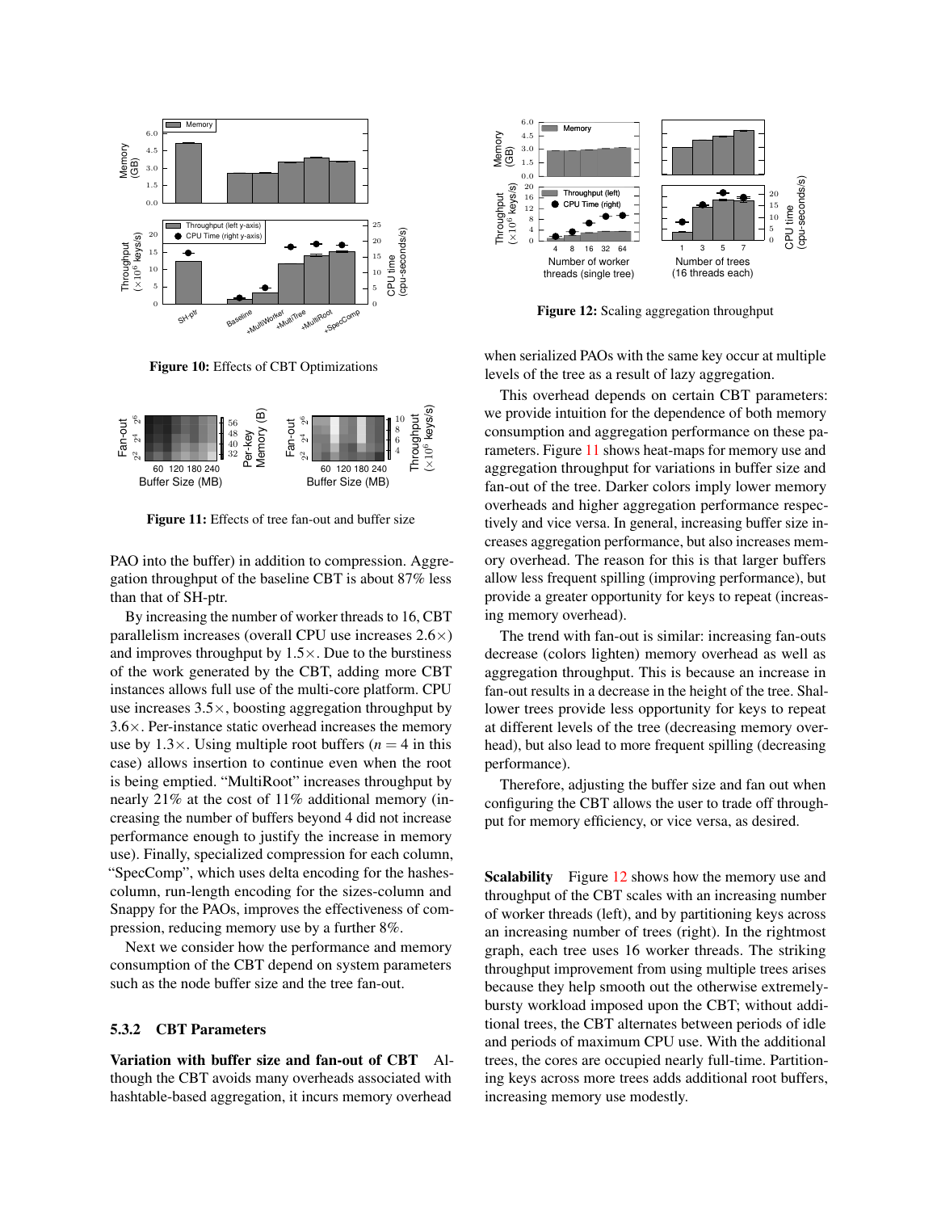Memory

6.0
4.5
3.0
1.5
0.0

Memory (GB)

Throughput (left y-axis)
CPU Time (right y-axis)

20
15
10
5
0

Throughput ($\times 10^6$ keys/s)

25
20
15
10
5
0

CPU time (cpu-seconds/s)

SH-ptr
Baseline
+MultiWorker
+MultiTree
+MultiRoot
+SpecComp

Figure 10: Effects of CBT Optimizations

Fan-out $2^2$ $2^4$ $2^6$
60 120 180 240
Buffer Size (MB)
56 48 40 32
Per-key Memory (B)

Fan-out $2^2$ $2^4$ $2^6$
60 120 180 240
Buffer Size (MB)
10 8 6 4
Throughput ($\times 10^6$ keys/s)

Figure 11: Effects of tree fan-out and buffer size

PAO into the buffer) in addition to compression. Aggregation throughput of the baseline CBT is about 87% less than that of SH-ptr.

By increasing the number of worker threads to 16, CBT parallelism increases (overall CPU use increases 2.6×) and improves throughput by 1.5×. Due to the burstiness of the work generated by the CBT, adding more CBT instances allows full use of the multi-core platform. CPU use increases 3.5×, boosting aggregation throughput by 3.6×. Per-instance static overhead increases the memory use by 1.3×. Using multiple root buffers ($n = 4$ in this case) allows insertion to continue even when the root is being emptied. "MultiRoot" increases throughput by nearly 21% at the cost of 11% additional memory (increasing the number of buffers beyond 4 did not increase performance enough to justify the increase in memory use). Finally, specialized compression for each column, "SpecComp", which uses delta encoding for the hashes-column, run-length encoding for the sizes-column and Snappy for the PAOs, improves the effectiveness of compression, reducing memory use by a further 8%.

Next we consider how the performance and memory consumption of the CBT depend on system parameters such as the node buffer size and the tree fan-out.

### 5.3.2 CBT Parameters

**Variation with buffer size and fan-out of CBT** Although the CBT avoids many overheads associated with hashtable-based aggregation, it incurs memory overhead when serialized PAOs with the same key occur at multiple levels of the tree as a result of lazy aggregation.

This overhead depends on certain CBT parameters: we provide intuition for the dependence of both memory consumption and aggregation performance on these parameters. Figure 11 shows heat-maps for memory use and aggregation throughput for variations in buffer size and fan-out of the tree. Darker colors imply lower memory overheads and higher aggregation performance respectively and vice versa. In general, increasing buffer size increases aggregation performance, but also increases memory overhead. The reason for this is that larger buffers allow less frequent spilling (improving performance), but provide a greater opportunity for keys to repeat (increasing memory overhead).

The trend with fan-out is similar: increasing fan-outs decrease (colors lighten) memory overhead as well as aggregation throughput. This is because an increase in fan-out results in a decrease in the height of the tree. Shallower trees provide less opportunity for keys to repeat at different levels of the tree (decreasing memory overhead), but also lead to more frequent spilling (decreasing performance).

Therefore, adjusting the buffer size and fan out when configuring the CBT allows the user to trade off throughput for memory efficiency, or vice versa, as desired.

Memory

6.0
4.5
3.0
1.5
0.0

Memory (GB)

Throughput (left)
CPU Time (right)

20
16
12
8
4
0

Throughput ($\times 10^6$ keys/s)

4 8 16 32 64
Number of worker threads (single tree)

1 3 5 7
Number of trees (16 threads each)

20
15
10
5
0

CPU time (cpu-seconds/s)

Figure 12: Scaling aggregation throughput

**Scalability** Figure 12 shows how the memory use and throughput of the CBT scales with an increasing number of worker threads (left), and by partitioning keys across an increasing number of trees (right). In the rightmost graph, each tree uses 16 worker threads. The striking throughput improvement from using multiple trees arises because they help smooth out the otherwise extremely-bursty workload imposed upon the CBT; without additional trees, the CBT alternates between periods of idle and periods of maximum CPU use. With the additional trees, the cores are occupied nearly full-time. Partitioning keys across more trees adds additional root buffers, increasing memory use modestly.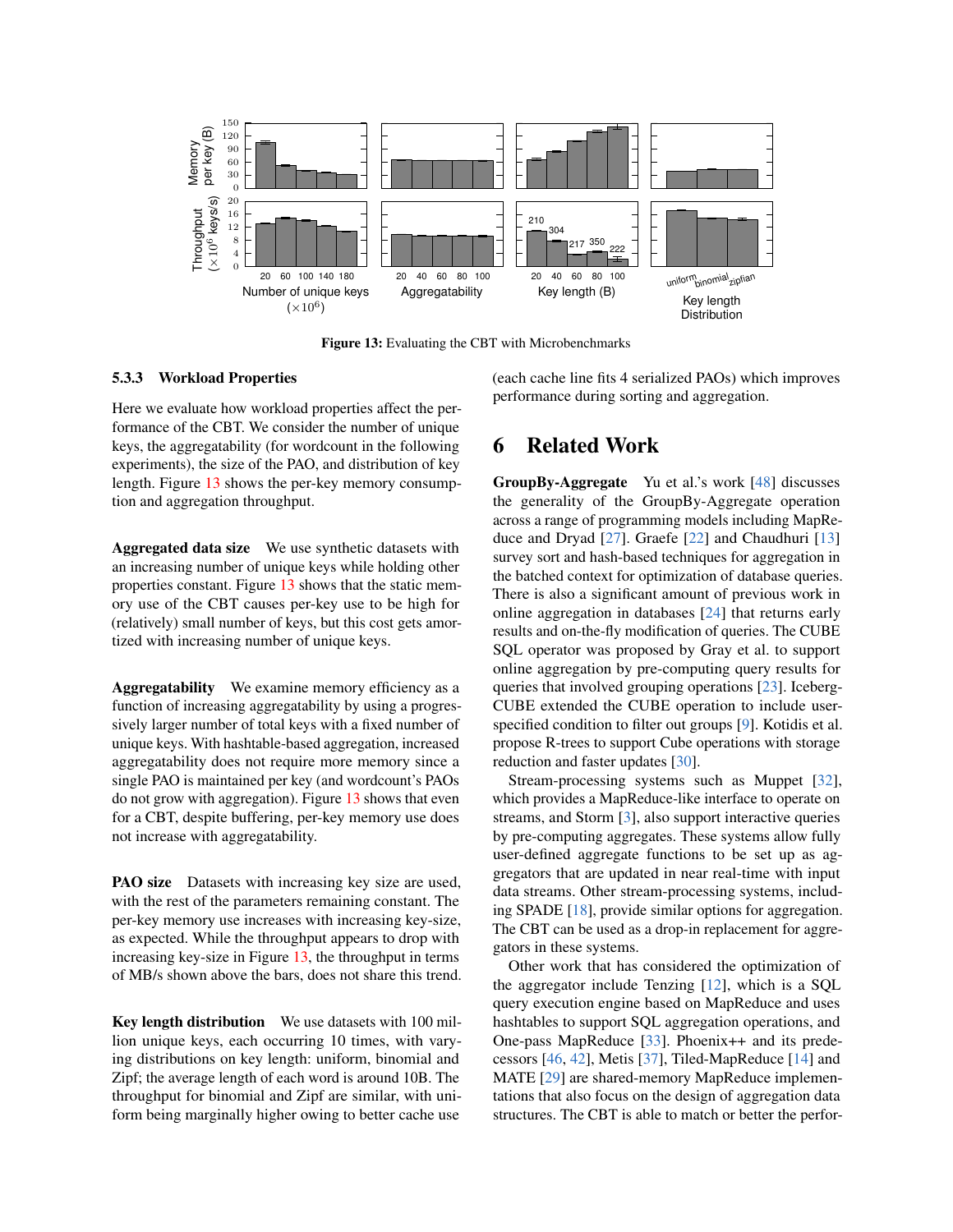Figure 13: Evaluating the CBT with Microbenchmarks

### 5.3.3 Workload Properties

Here we evaluate how workload properties affect the performance of the CBT. We consider the number of unique keys, the aggregatability (for wordcount in the following experiments), the size of the PAO, and distribution of key length. Figure 13 shows the per-key memory consumption and aggregation throughput.

**Aggregated data size** We use synthetic datasets with an increasing number of unique keys while holding other properties constant. Figure 13 shows that the static memory use of the CBT causes per-key use to be high for (relatively) small number of keys, but this cost gets amortized with increasing number of unique keys.

**Aggregatability** We examine memory efficiency as a function of increasing aggregatability by using a progressively larger number of total keys with a fixed number of unique keys. With hashtable-based aggregation, increased aggregatability does not require more memory since a single PAO is maintained per key (and wordcount's PAOs do not grow with aggregation). Figure 13 shows that even for a CBT, despite buffering, per-key memory use does not increase with aggregatability.

**PAO size** Datasets with increasing key size are used, with the rest of the parameters remaining constant. The per-key memory use increases with increasing key-size, as expected. While the throughput appears to drop with increasing key-size in Figure 13, the throughput in terms of MB/s shown above the bars, does not share this trend.

**Key length distribution** We use datasets with 100 million unique keys, each occurring 10 times, with varying distributions on key length: uniform, binomial and Zipf; the average length of each word is around 10B. The throughput for binomial and Zipf are similar, with uniform being marginally higher owing to better cache use (each cache line fits 4 serialized PAOs) which improves performance during sorting and aggregation.

# 6 Related Work

**GroupBy-Aggregate** Yu et al.'s work [48] discusses the generality of the GroupBy-Aggregate operation across a range of programming models including MapReduce and Dryad [27]. Graefe [22] and Chaudhuri [13] survey sort and hash-based techniques for aggregation in the batched context for optimization of database queries. There is also a significant amount of previous work in online aggregation in databases [24] that returns early results and on-the-fly modification of queries. The CUBE SQL operator was proposed by Gray et al. to support online aggregation by pre-computing query results for queries that involved grouping operations [23]. Iceberg-CUBE extended the CUBE operation to include user-specified condition to filter out groups [9]. Kotidis et al. propose R-trees to support Cube operations with storage reduction and faster updates [30].

Stream-processing systems such as Muppet [32], which provides a MapReduce-like interface to operate on streams, and Storm [3], also support interactive queries by pre-computing aggregates. These systems allow fully user-defined aggregate functions to be set up as aggregators that are updated in near real-time with input data streams. Other stream-processing systems, including SPADE [18], provide similar options for aggregation. The CBT can be used as a drop-in replacement for aggregators in these systems.

Other work that has considered the optimization of the aggregator include Tenzing [12], which is a SQL query execution engine based on MapReduce and uses hashtables to support SQL aggregation operations, and One-pass MapReduce [33]. Phoenix++ and its predecessors [46, 42], Metis [37], Tiled-MapReduce [14] and MATE [29] are shared-memory MapReduce implementations that also focus on the design of aggregation data structures. The CBT is able to match or better the perfor-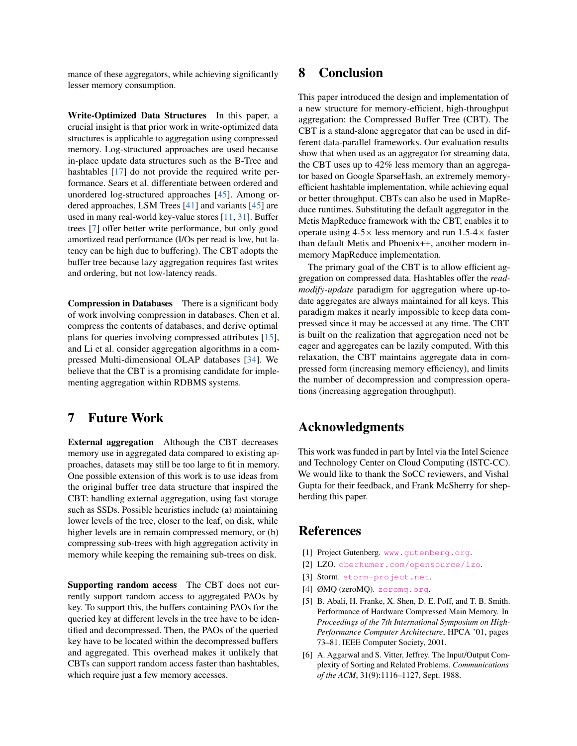mance of these aggregators, while achieving significantly lesser memory consumption.

**Write-Optimized Data Structures** In this paper, a crucial insight is that prior work in write-optimized data structures is applicable to aggregation using compressed memory. Log-structured approaches are used because in-place update data structures such as the B-Tree and hashtables [17] do not provide the required write performance. Sears et al. differentiate between ordered and unordered log-structured approaches [45]. Among ordered approaches, LSM Trees [41] and variants [45] are used in many real-world key-value stores [11, 31]. Buffer trees [7] offer better write performance, but only good amortized read performance (I/Os per read is low, but latency can be high due to buffering). The CBT adopts the buffer tree because lazy aggregation requires fast writes and ordering, but not low-latency reads.

**Compression in Databases** There is a significant body of work involving compression in databases. Chen et al. compress the contents of databases, and derive optimal plans for queries involving compressed attributes [15], and Li et al. consider aggregation algorithms in a compressed Multi-dimensional OLAP databases [34]. We believe that the CBT is a promising candidate for implementing aggregation within RDBMS systems.

# 7 Future Work

**External aggregation** Although the CBT decreases memory use in aggregated data compared to existing approaches, datasets may still be too large to fit in memory. One possible extension of this work is to use ideas from the original buffer tree data structure that inspired the CBT: handling external aggregation, using fast storage such as SSDs. Possible heuristics include (a) maintaining lower levels of the tree, closer to the leaf, on disk, while higher levels are in remain compressed memory, or (b) compressing sub-trees with high aggregation activity in memory while keeping the remaining sub-trees on disk.

**Supporting random access** The CBT does not currently support random access to aggregated PAOs by key. To support this, the buffers containing PAOs for the queried key at different levels in the tree have to be identified and decompressed. Then, the PAOs of the queried key have to be located within the decompressed buffers and aggregated. This overhead makes it unlikely that CBTs can support random access faster than hashtables, which require just a few memory accesses.

# 8 Conclusion

This paper introduced the design and implementation of a new structure for memory-efficient, high-throughput aggregation: the Compressed Buffer Tree (CBT). The CBT is a stand-alone aggregator that can be used in different data-parallel frameworks. Our evaluation results show that when used as an aggregator for streaming data, the CBT uses up to 42% less memory than an aggregator based on Google SparseHash, an extremely memory-efficient hashtable implementation, while achieving equal or better throughput. CBTs can also be used in MapReduce runtimes. Substituting the default aggregator in the Metis MapReduce framework with the CBT, enables it to operate using 4-5× less memory and run 1.5-4× faster than default Metis and Phoenix++, another modern in-memory MapReduce implementation.

The primary goal of the CBT is to allow efficient aggregation on compressed data. Hashtables offer the *read-modify-update* paradigm for aggregation where up-to-date aggregates are always maintained for all keys. This paradigm makes it nearly impossible to keep data compressed since it may be accessed at any time. The CBT is built on the realization that aggregation need not be eager and aggregates can be lazily computed. With this relaxation, the CBT maintains aggregate data in compressed form (increasing memory efficiency), and limits the number of decompression and compression operations (increasing aggregation throughput).

# Acknowledgments

This work was funded in part by Intel via the Intel Science and Technology Center on Cloud Computing (ISTC-CC). We would like to thank the SoCC reviewers, and Vishal Gupta for their feedback, and Frank McSherry for shepherding this paper.

# References

[1] Project Gutenberg. www.gutenberg.org.

[2] LZO. oberhumer.com/opensource/lzo.

[3] Storm. storm-project.net.

[4] ØMQ (zeroMQ). zeromq.org.

[5] B. Abali, H. Franke, X. Shen, D. E. Poff, and T. B. Smith. Performance of Hardware Compressed Main Memory. In *Proceedings of the 7th International Symposium on High-Performance Computer Architecture*, HPCA '01, pages 73–81. IEEE Computer Society, 2001.

[6] A. Aggarwal and S. Vitter, Jeffrey. The Input/Output Complexity of Sorting and Related Problems. *Communications of the ACM*, 31(9):1116–1127, Sept. 1988.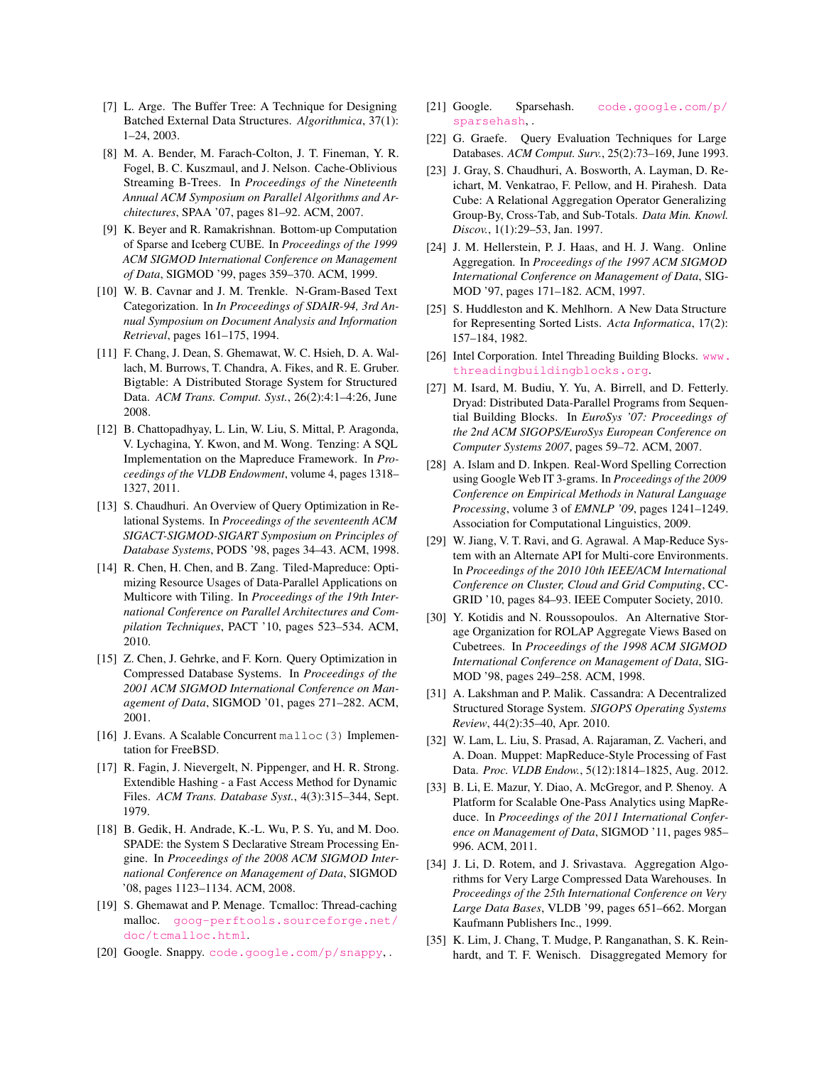[7] L. Arge. The Buffer Tree: A Technique for Designing Batched External Data Structures. *Algorithmica*, 37(1): 1–24, 2003.

[8] M. A. Bender, M. Farach-Colton, J. T. Fineman, Y. R. Fogel, B. C. Kuszmaul, and J. Nelson. Cache-Oblivious Streaming B-Trees. In *Proceedings of the Nineteenth Annual ACM Symposium on Parallel Algorithms and Architectures*, SPAA '07, pages 81–92. ACM, 2007.

[9] K. Beyer and R. Ramakrishnan. Bottom-up Computation of Sparse and Iceberg CUBE. In *Proceedings of the 1999 ACM SIGMOD International Conference on Management of Data*, SIGMOD '99, pages 359–370. ACM, 1999.

[10] W. B. Cavnar and J. M. Trenkle. N-Gram-Based Text Categorization. In *In Proceedings of SDAIR-94, 3rd Annual Symposium on Document Analysis and Information Retrieval*, pages 161–175, 1994.

[11] F. Chang, J. Dean, S. Ghemawat, W. C. Hsieh, D. A. Wallach, M. Burrows, T. Chandra, A. Fikes, and R. E. Gruber. Bigtable: A Distributed Storage System for Structured Data. *ACM Trans. Comput. Syst.*, 26(2):4:1–4:26, June 2008.

[12] B. Chattopadhyay, L. Lin, W. Liu, S. Mittal, P. Aragonda, V. Lychagina, Y. Kwon, and M. Wong. Tenzing: A SQL Implementation on the Mapreduce Framework. In *Proceedings of the VLDB Endowment*, volume 4, pages 1318–1327, 2011.

[13] S. Chaudhuri. An Overview of Query Optimization in Relational Systems. In *Proceedings of the seventeenth ACM SIGACT-SIGMOD-SIGART Symposium on Principles of Database Systems*, PODS '98, pages 34–43. ACM, 1998.

[14] R. Chen, H. Chen, and B. Zang. Tiled-Mapreduce: Optimizing Resource Usages of Data-Parallel Applications on Multicore with Tiling. In *Proceedings of the 19th International Conference on Parallel Architectures and Compilation Techniques*, PACT '10, pages 523–534. ACM, 2010.

[15] Z. Chen, J. Gehrke, and F. Korn. Query Optimization in Compressed Database Systems. In *Proceedings of the 2001 ACM SIGMOD International Conference on Management of Data*, SIGMOD '01, pages 271–282. ACM, 2001.

[16] J. Evans. A Scalable Concurrent `malloc(3)` Implementation for FreeBSD.

[17] R. Fagin, J. Nievergelt, N. Pippenger, and H. R. Strong. Extendible Hashing - a Fast Access Method for Dynamic Files. *ACM Trans. Database Syst.*, 4(3):315–344, Sept. 1979.

[18] B. Gedik, H. Andrade, K.-L. Wu, P. S. Yu, and M. Doo. SPADE: the System S Declarative Stream Processing Engine. In *Proceedings of the 2008 ACM SIGMOD International Conference on Management of Data*, SIGMOD '08, pages 1123–1134. ACM, 2008.

[19] S. Ghemawat and P. Menage. Tcmalloc: Thread-caching malloc. goog-perftools.sourceforge.net/doc/tcmalloc.html.

[20] Google. Snappy. code.google.com/p/snappy, .

[21] Google. Sparsehash. code.google.com/p/sparsehash, .

[22] G. Graefe. Query Evaluation Techniques for Large Databases. *ACM Comput. Surv.*, 25(2):73–169, June 1993.

[23] J. Gray, S. Chaudhuri, A. Bosworth, A. Layman, D. Reichart, M. Venkatrao, F. Pellow, and H. Pirahesh. Data Cube: A Relational Aggregation Operator Generalizing Group-By, Cross-Tab, and Sub-Totals. *Data Min. Knowl. Discov.*, 1(1):29–53, Jan. 1997.

[24] J. M. Hellerstein, P. J. Haas, and H. J. Wang. Online Aggregation. In *Proceedings of the 1997 ACM SIGMOD International Conference on Management of Data*, SIGMOD '97, pages 171–182. ACM, 1997.

[25] S. Huddleston and K. Mehlhorn. A New Data Structure for Representing Sorted Lists. *Acta Informatica*, 17(2): 157–184, 1982.

[26] Intel Corporation. Intel Threading Building Blocks. www.threadingbuildingblocks.org.

[27] M. Isard, M. Budiu, Y. Yu, A. Birrell, and D. Fetterly. Dryad: Distributed Data-Parallel Programs from Sequential Building Blocks. In *EuroSys '07: Proceedings of the 2nd ACM SIGOPS/EuroSys European Conference on Computer Systems 2007*, pages 59–72. ACM, 2007.

[28] A. Islam and D. Inkpen. Real-Word Spelling Correction using Google Web IT 3-grams. In *Proceedings of the 2009 Conference on Empirical Methods in Natural Language Processing*, volume 3 of *EMNLP '09*, pages 1241–1249. Association for Computational Linguistics, 2009.

[29] W. Jiang, V. T. Ravi, and G. Agrawal. A Map-Reduce System with an Alternate API for Multi-core Environments. In *Proceedings of the 2010 10th IEEE/ACM International Conference on Cluster, Cloud and Grid Computing*, CCGRID '10, pages 84–93. IEEE Computer Society, 2010.

[30] Y. Kotidis and N. Roussopoulos. An Alternative Storage Organization for ROLAP Aggregate Views Based on Cubetrees. In *Proceedings of the 1998 ACM SIGMOD International Conference on Management of Data*, SIGMOD '98, pages 249–258. ACM, 1998.

[31] A. Lakshman and P. Malik. Cassandra: A Decentralized Structured Storage System. *SIGOPS Operating Systems Review*, 44(2):35–40, Apr. 2010.

[32] W. Lam, L. Liu, S. Prasad, A. Rajaraman, Z. Vacheri, and A. Doan. Muppet: MapReduce-Style Processing of Fast Data. *Proc. VLDB Endow.*, 5(12):1814–1825, Aug. 2012.

[33] B. Li, E. Mazur, Y. Diao, A. McGregor, and P. Shenoy. A Platform for Scalable One-Pass Analytics using MapReduce. In *Proceedings of the 2011 International Conference on Management of Data*, SIGMOD '11, pages 985–996. ACM, 2011.

[34] J. Li, D. Rotem, and J. Srivastava. Aggregation Algorithms for Very Large Compressed Data Warehouses. In *Proceedings of the 25th International Conference on Very Large Data Bases*, VLDB '99, pages 651–662. Morgan Kaufmann Publishers Inc., 1999.

[35] K. Lim, J. Chang, T. Mudge, P. Ranganathan, S. K. Reinhardt, and T. F. Wenisch. Disaggregated Memory for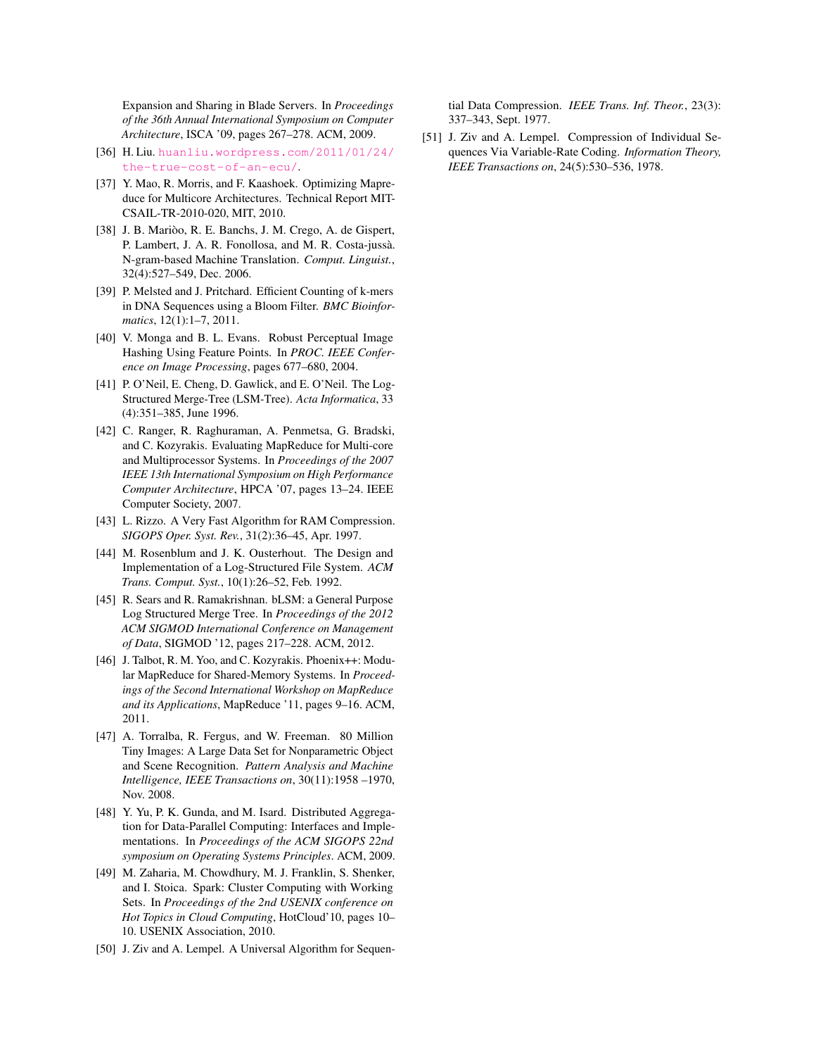Expansion and Sharing in Blade Servers. In *Proceedings of the 36th Annual International Symposium on Computer Architecture*, ISCA '09, pages 267–278. ACM, 2009.

[36] H. Liu. huanliu.wordpress.com/2011/01/24/the-true-cost-of-an-ecu/.

[37] Y. Mao, R. Morris, and F. Kaashoek. Optimizing Mapreduce for Multicore Architectures. Technical Report MIT-CSAIL-TR-2010-020, MIT, 2010.

[38] J. B. Mariòo, R. E. Banchs, J. M. Crego, A. de Gispert, P. Lambert, J. A. R. Fonollosa, and M. R. Costa-jussà. N-gram-based Machine Translation. *Comput. Linguist.*, 32(4):527–549, Dec. 2006.

[39] P. Melsted and J. Pritchard. Efficient Counting of k-mers in DNA Sequences using a Bloom Filter. *BMC Bioinformatics*, 12(1):1–7, 2011.

[40] V. Monga and B. L. Evans. Robust Perceptual Image Hashing Using Feature Points. In *PROC. IEEE Conference on Image Processing*, pages 677–680, 2004.

[41] P. O'Neil, E. Cheng, D. Gawlick, and E. O'Neil. The Log-Structured Merge-Tree (LSM-Tree). *Acta Informatica*, 33 (4):351–385, June 1996.

[42] C. Ranger, R. Raghuraman, A. Penmetsa, G. Bradski, and C. Kozyrakis. Evaluating MapReduce for Multi-core and Multiprocessor Systems. In *Proceedings of the 2007 IEEE 13th International Symposium on High Performance Computer Architecture*, HPCA '07, pages 13–24. IEEE Computer Society, 2007.

[43] L. Rizzo. A Very Fast Algorithm for RAM Compression. *SIGOPS Oper. Syst. Rev.*, 31(2):36–45, Apr. 1997.

[44] M. Rosenblum and J. K. Ousterhout. The Design and Implementation of a Log-Structured File System. *ACM Trans. Comput. Syst.*, 10(1):26–52, Feb. 1992.

[45] R. Sears and R. Ramakrishnan. bLSM: a General Purpose Log Structured Merge Tree. In *Proceedings of the 2012 ACM SIGMOD International Conference on Management of Data*, SIGMOD '12, pages 217–228. ACM, 2012.

[46] J. Talbot, R. M. Yoo, and C. Kozyrakis. Phoenix++: Modular MapReduce for Shared-Memory Systems. In *Proceedings of the Second International Workshop on MapReduce and its Applications*, MapReduce '11, pages 9–16. ACM, 2011.

[47] A. Torralba, R. Fergus, and W. Freeman. 80 Million Tiny Images: A Large Data Set for Nonparametric Object and Scene Recognition. *Pattern Analysis and Machine Intelligence, IEEE Transactions on*, 30(11):1958 –1970, Nov. 2008.

[48] Y. Yu, P. K. Gunda, and M. Isard. Distributed Aggregation for Data-Parallel Computing: Interfaces and Implementations. In *Proceedings of the ACM SIGOPS 22nd symposium on Operating Systems Principles*. ACM, 2009.

[49] M. Zaharia, M. Chowdhury, M. J. Franklin, S. Shenker, and I. Stoica. Spark: Cluster Computing with Working Sets. In *Proceedings of the 2nd USENIX conference on Hot Topics in Cloud Computing*, HotCloud'10, pages 10–10. USENIX Association, 2010.

[50] J. Ziv and A. Lempel. A Universal Algorithm for Sequential Data Compression. *IEEE Trans. Inf. Theor.*, 23(3): 337–343, Sept. 1977.

[51] J. Ziv and A. Lempel. Compression of Individual Sequences Via Variable-Rate Coding. *Information Theory, IEEE Transactions on*, 24(5):530–536, 1978.